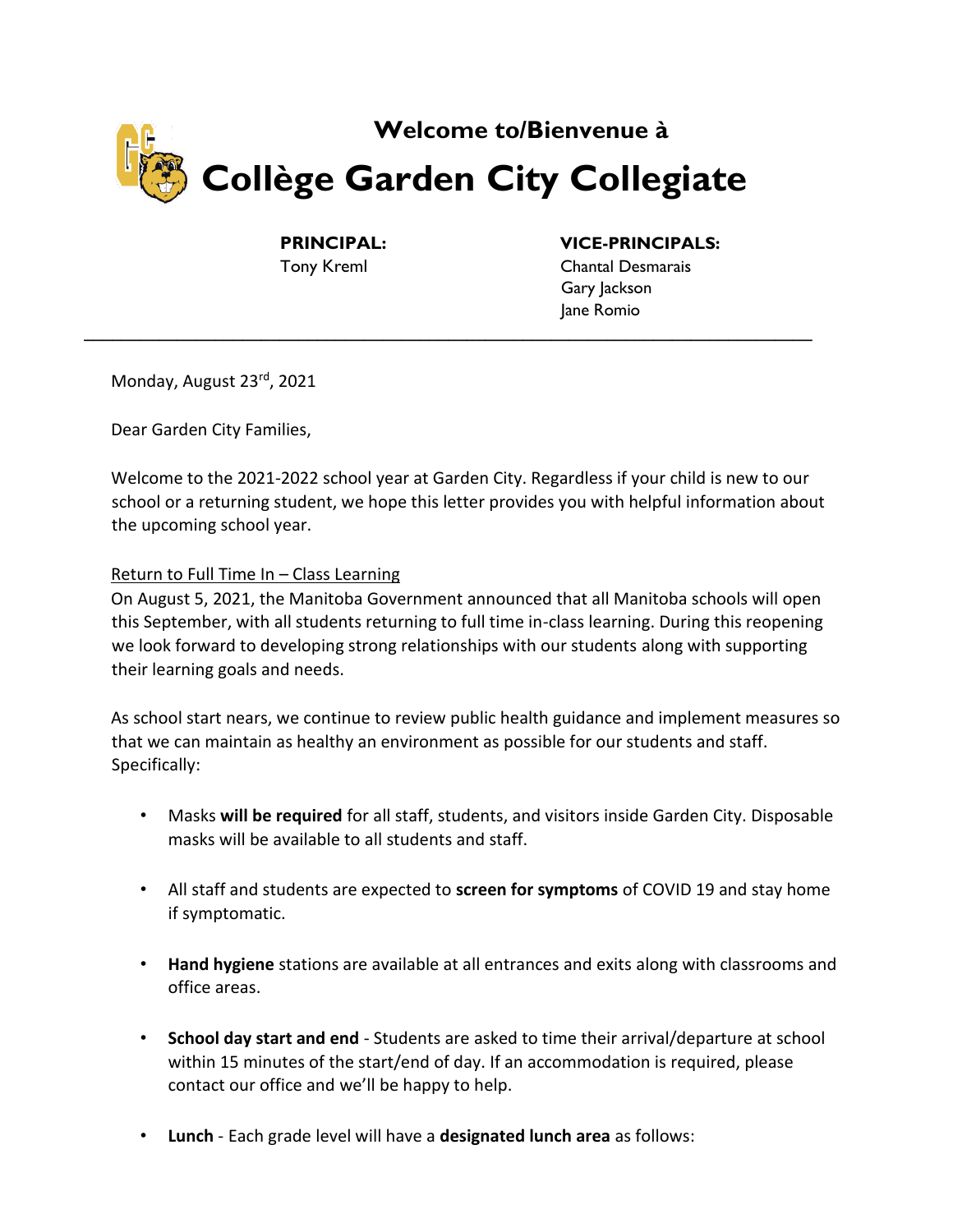**Welcome to/Bienvenue à**

# Collège Garden City Collegiate

**PRINCIPAL:**
Tony Kreml

**VICE-PRINCIPALS:**
Chantal Desmarais
Gary Jackson
Jane Romio

---

Monday, August 23rd, 2021

Dear Garden City Families,

Welcome to the 2021-2022 school year at Garden City. Regardless if your child is new to our school or a returning student, we hope this letter provides you with helpful information about the upcoming school year.

Return to Full Time In – Class Learning

On August 5, 2021, the Manitoba Government announced that all Manitoba schools will open this September, with all students returning to full time in-class learning. During this reopening we look forward to developing strong relationships with our students along with supporting their learning goals and needs.

As school start nears, we continue to review public health guidance and implement measures so that we can maintain as healthy an environment as possible for our students and staff. Specifically:

- Masks **will be required** for all staff, students, and visitors inside Garden City. Disposable masks will be available to all students and staff.
- All staff and students are expected to **screen for symptoms** of COVID 19 and stay home if symptomatic.
- **Hand hygiene** stations are available at all entrances and exits along with classrooms and office areas.
- **School day start and end** - Students are asked to time their arrival/departure at school within 15 minutes of the start/end of day. If an accommodation is required, please contact our office and we'll be happy to help.
- **Lunch** - Each grade level will have a **designated lunch area** as follows: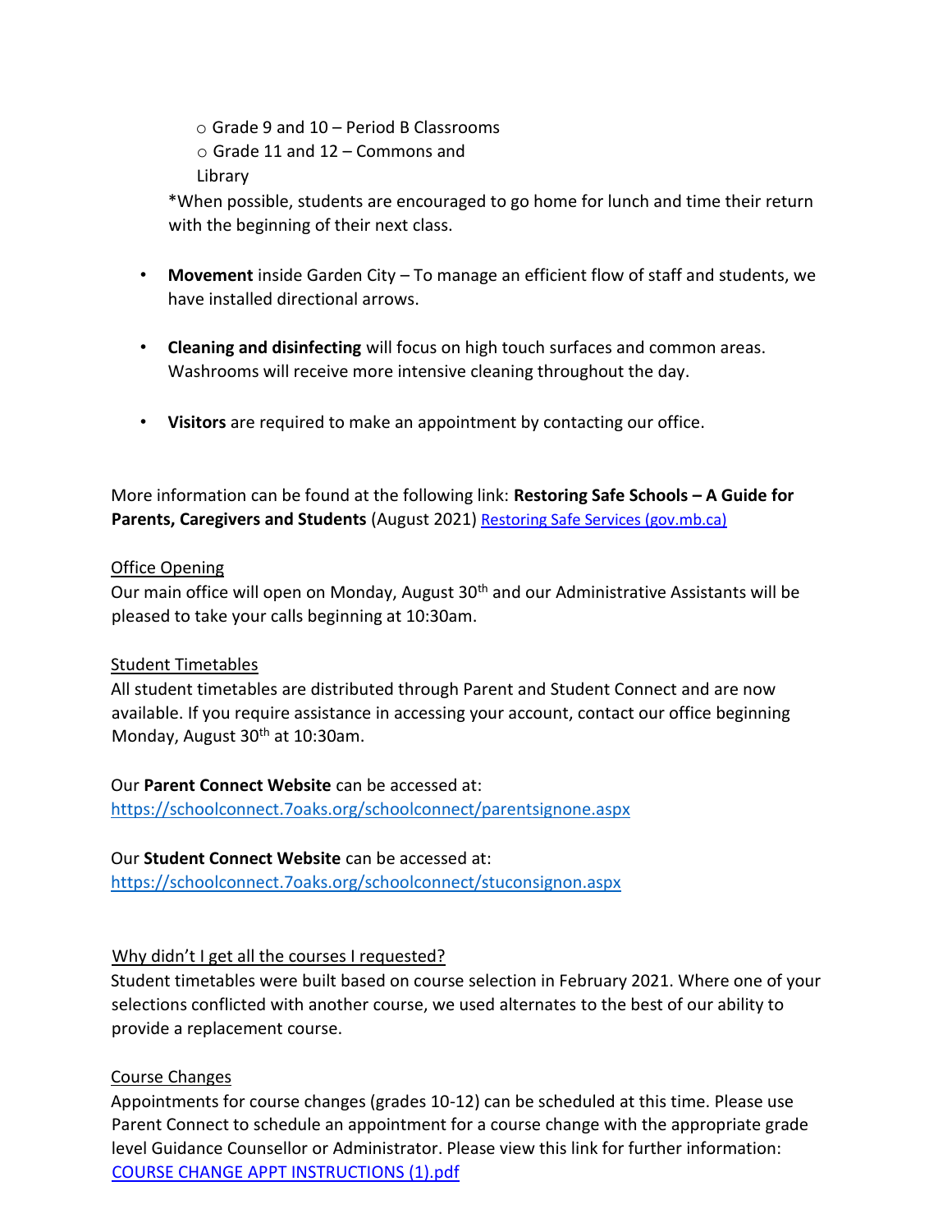- Grade 9 and 10 – Period B Classrooms
  - Grade 11 and 12 – Commons and Library

  *When possible, students are encouraged to go home for lunch and time their return with the beginning of their next class.

- **Movement** inside Garden City – To manage an efficient flow of staff and students, we have installed directional arrows.

- **Cleaning and disinfecting** will focus on high touch surfaces and common areas. Washrooms will receive more intensive cleaning throughout the day.

- **Visitors** are required to make an appointment by contacting our office.

More information can be found at the following link: **Restoring Safe Schools – A Guide for Parents, Caregivers and Students** (August 2021) [Restoring Safe Services (gov.mb.ca)]

<u>Office Opening</u>

Our main office will open on Monday, August 30th and our Administrative Assistants will be pleased to take your calls beginning at 10:30am.

<u>Student Timetables</u>

All student timetables are distributed through Parent and Student Connect and are now available. If you require assistance in accessing your account, contact our office beginning Monday, August 30th at 10:30am.

Our **Parent Connect Website** can be accessed at:
https://schoolconnect.7oaks.org/schoolconnect/parentsignone.aspx

Our **Student Connect Website** can be accessed at:
https://schoolconnect.7oaks.org/schoolconnect/stuconsignon.aspx

<u>Why didn't I get all the courses I requested?</u>

Student timetables were built based on course selection in February 2021. Where one of your selections conflicted with another course, we used alternates to the best of our ability to provide a replacement course.

<u>Course Changes</u>

Appointments for course changes (grades 10-12) can be scheduled at this time. Please use Parent Connect to schedule an appointment for a course change with the appropriate grade level Guidance Counsellor or Administrator. Please view this link for further information: COURSE CHANGE APPT INSTRUCTIONS (1).pdf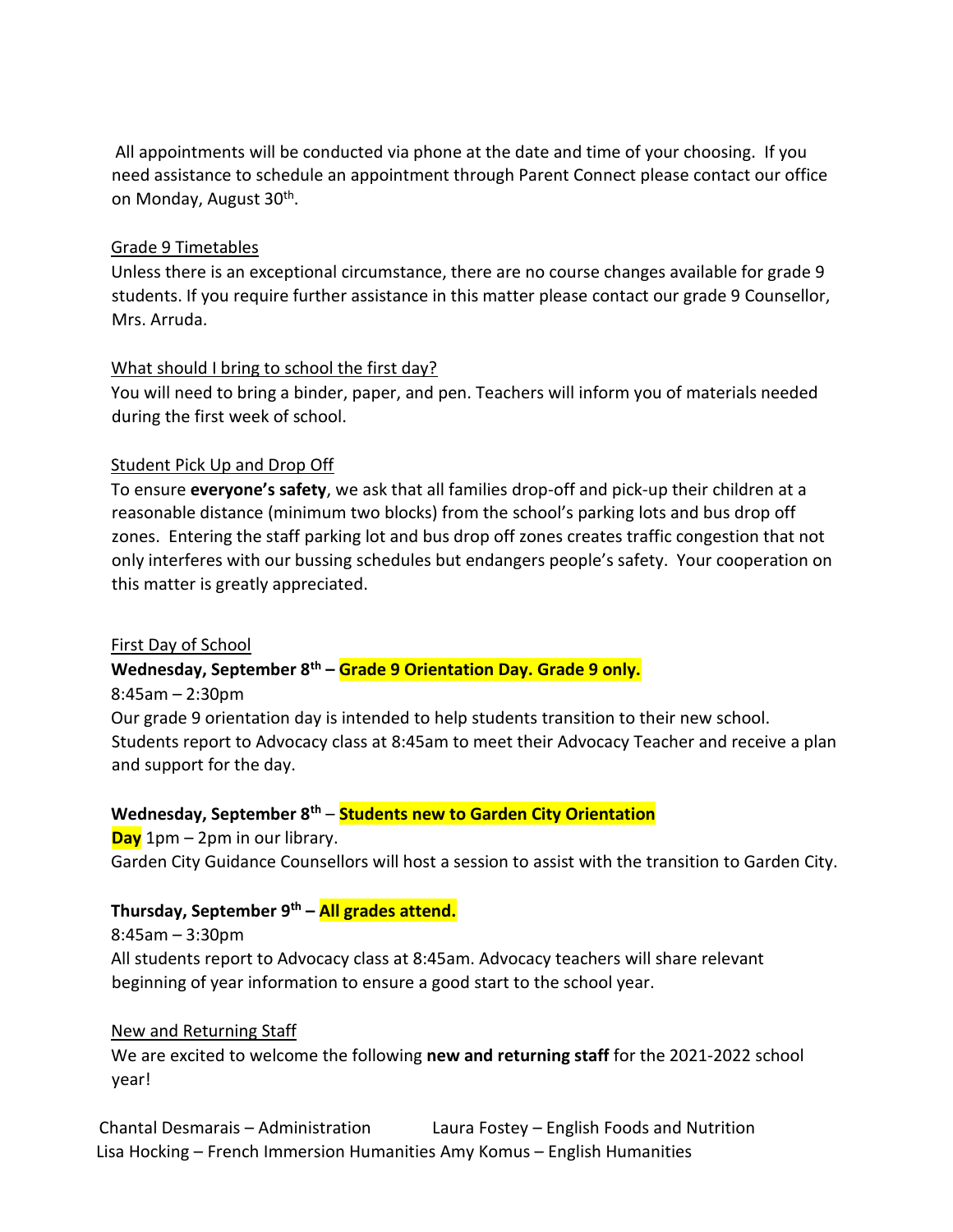All appointments will be conducted via phone at the date and time of your choosing. If you need assistance to schedule an appointment through Parent Connect please contact our office on Monday, August 30th.

Grade 9 Timetables

Unless there is an exceptional circumstance, there are no course changes available for grade 9 students. If you require further assistance in this matter please contact our grade 9 Counsellor, Mrs. Arruda.

What should I bring to school the first day?

You will need to bring a binder, paper, and pen. Teachers will inform you of materials needed during the first week of school.

Student Pick Up and Drop Off

To ensure **everyone's safety**, we ask that all families drop-off and pick-up their children at a reasonable distance (minimum two blocks) from the school's parking lots and bus drop off zones. Entering the staff parking lot and bus drop off zones creates traffic congestion that not only interferes with our bussing schedules but endangers people's safety. Your cooperation on this matter is greatly appreciated.

First Day of School

**Wednesday, September 8th – Grade 9 Orientation Day. Grade 9 only.**

8:45am – 2:30pm

Our grade 9 orientation day is intended to help students transition to their new school. Students report to Advocacy class at 8:45am to meet their Advocacy Teacher and receive a plan and support for the day.

**Wednesday, September 8th – Students new to Garden City Orientation Day** 1pm – 2pm in our library.

Garden City Guidance Counsellors will host a session to assist with the transition to Garden City.

**Thursday, September 9th – All grades attend.**

8:45am – 3:30pm

All students report to Advocacy class at 8:45am. Advocacy teachers will share relevant beginning of year information to ensure a good start to the school year.

New and Returning Staff

We are excited to welcome the following **new and returning staff** for the 2021-2022 school year!

Chantal Desmarais – Administration
Laura Fostey – English Foods and Nutrition
Lisa Hocking – French Immersion Humanities
Amy Komus – English Humanities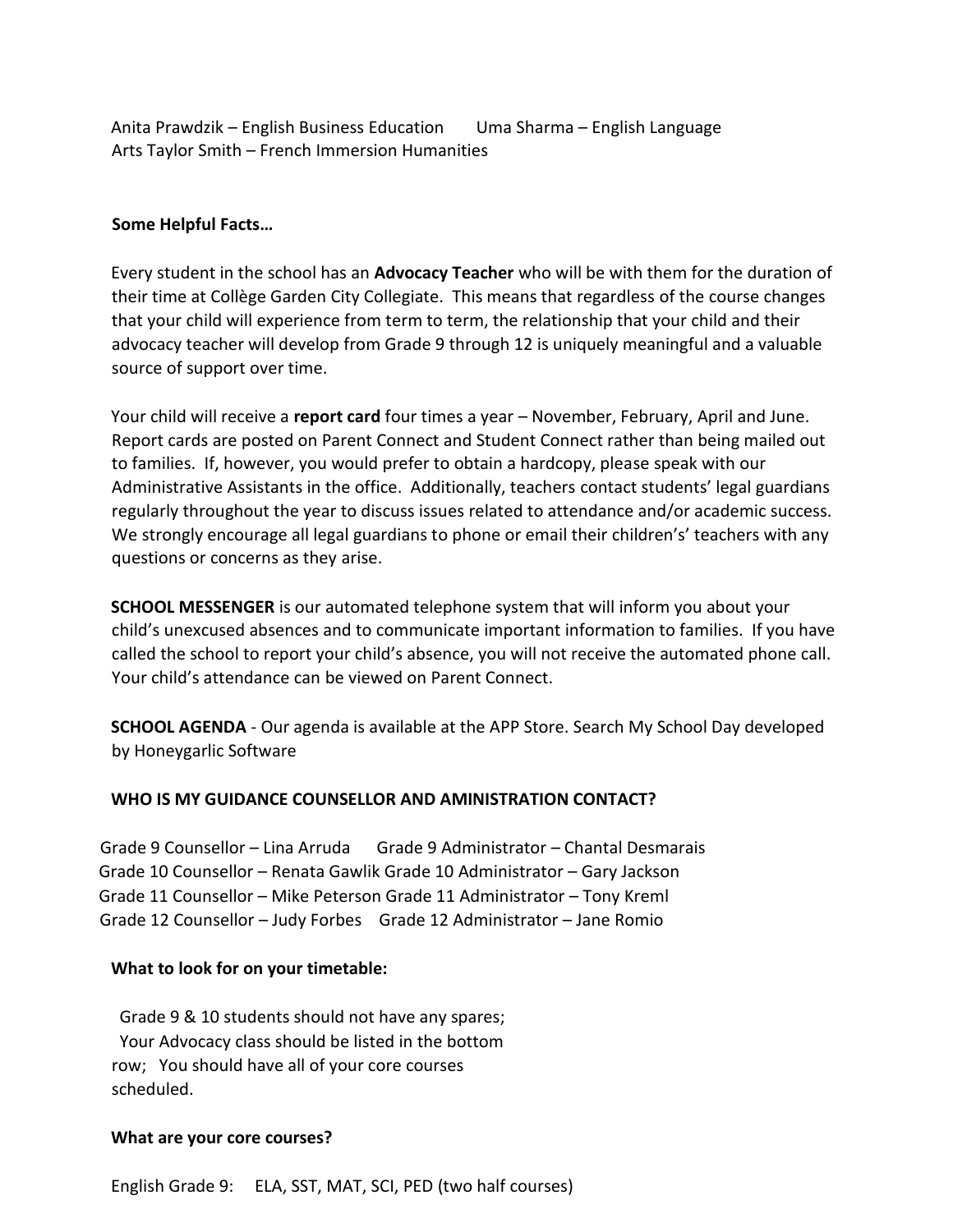Anita Prawdzik – English Business Education  Uma Sharma – English Language Arts Taylor Smith – French Immersion Humanities

**Some Helpful Facts…**

Every student in the school has an **Advocacy Teacher** who will be with them for the duration of their time at Collège Garden City Collegiate. This means that regardless of the course changes that your child will experience from term to term, the relationship that your child and their advocacy teacher will develop from Grade 9 through 12 is uniquely meaningful and a valuable source of support over time.

Your child will receive a **report card** four times a year – November, February, April and June. Report cards are posted on Parent Connect and Student Connect rather than being mailed out to families. If, however, you would prefer to obtain a hardcopy, please speak with our Administrative Assistants in the office. Additionally, teachers contact students' legal guardians regularly throughout the year to discuss issues related to attendance and/or academic success. We strongly encourage all legal guardians to phone or email their childrens' teachers with any questions or concerns as they arise.

**SCHOOL MESSENGER** is our automated telephone system that will inform you about your child's unexcused absences and to communicate important information to families. If you have called the school to report your child's absence, you will not receive the automated phone call. Your child's attendance can be viewed on Parent Connect.

**SCHOOL AGENDA** - Our agenda is available at the APP Store. Search My School Day developed by Honeygarlic Software

**WHO IS MY GUIDANCE COUNSELLOR AND AMINISTRATION CONTACT?**

Grade 9 Counsellor – Lina Arruda  Grade 9 Administrator – Chantal Desmarais
Grade 10 Counsellor – Renata Gawlik Grade 10 Administrator – Gary Jackson
Grade 11 Counsellor – Mike Peterson Grade 11 Administrator – Tony Kreml
Grade 12 Counsellor – Judy Forbes  Grade 12 Administrator – Jane Romio

**What to look for on your timetable:**

Grade 9 & 10 students should not have any spares; Your Advocacy class should be listed in the bottom row; You should have all of your core courses scheduled.

**What are your core courses?**

English Grade 9: ELA, SST, MAT, SCI, PED (two half courses)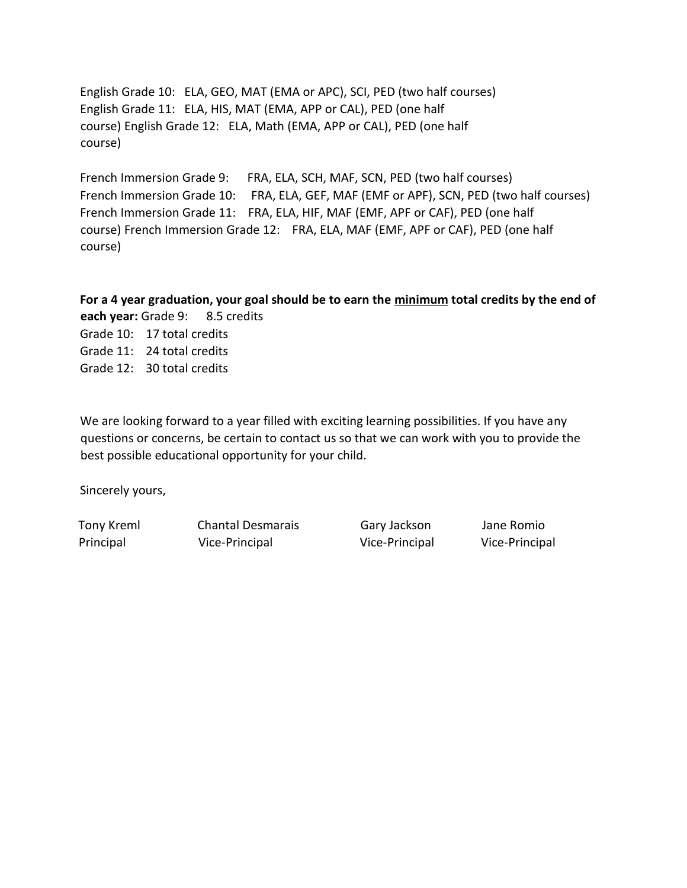English Grade 10: ELA, GEO, MAT (EMA or APC), SCI, PED (two half courses)
English Grade 11: ELA, HIS, MAT (EMA, APP or CAL), PED (one half course)
English Grade 12: ELA, Math (EMA, APP or CAL), PED (one half course)

French Immersion Grade 9: FRA, ELA, SCH, MAF, SCN, PED (two half courses)
French Immersion Grade 10: FRA, ELA, GEF, MAF (EMF or APF), SCN, PED (two half courses)
French Immersion Grade 11: FRA, ELA, HIF, MAF (EMF, APF or CAF), PED (one half course)
French Immersion Grade 12: FRA, ELA, MAF (EMF, APF or CAF), PED (one half course)

**For a 4 year graduation, your goal should be to earn the <u>minimum</u> total credits by the end of each year:**

Grade 9: 8.5 credits
Grade 10: 17 total credits
Grade 11: 24 total credits
Grade 12: 30 total credits

We are looking forward to a year filled with exciting learning possibilities. If you have any questions or concerns, be certain to contact us so that we can work with you to provide the best possible educational opportunity for your child.

Sincerely yours,

Tony Kreml, Principal
Chantal Desmarais, Vice-Principal
Gary Jackson, Vice-Principal
Jane Romio, Vice-Principal